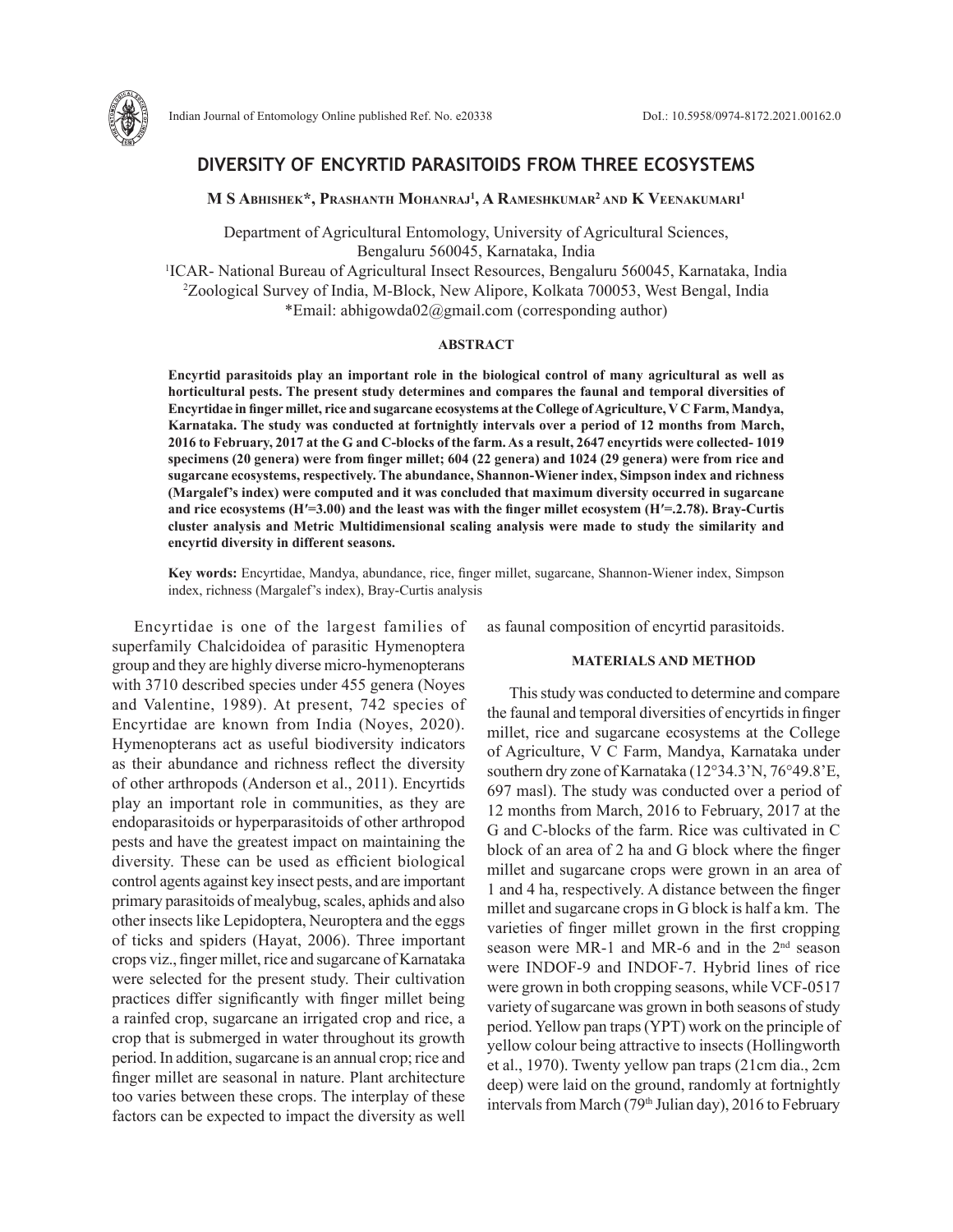# DIVERSITY OF ENCYRTID PARASITOIDS FROM THREE ECOSYSTEMS

**M S Abhishek*, Prashanth Mohanraj[1], A Rameshkumar[2] and K Veenakumari[1]**

Department of Agricultural Entomology, University of Agricultural Sciences, Bengaluru 560045, Karnataka, India

[1]ICAR- National Bureau of Agricultural Insect Resources, Bengaluru 560045, Karnataka, India

[2]Zoological Survey of India, M-Block, New Alipore, Kolkata 700053, West Bengal, India

*Email: abhigowda02@gmail.com (corresponding author)

## ABSTRACT

**Encyrtid parasitoids play an important role in the biological control of many agricultural as well as horticultural pests. The present study determines and compares the faunal and temporal diversities of Encyrtidae in finger millet, rice and sugarcane ecosystems at the College of Agriculture, V C Farm, Mandya, Karnataka. The study was conducted at fortnightly intervals over a period of 12 months from March, 2016 to February, 2017 at the G and C-blocks of the farm. As a result, 2647 encyrtids were collected- 1019 specimens (20 genera) were from finger millet; 604 (22 genera) and 1024 (29 genera) were from rice and sugarcane ecosystems, respectively. The abundance, Shannon-Wiener index, Simpson index and richness (Margalef's index) were computed and it was concluded that maximum diversity occurred in sugarcane and rice ecosystems (H′=3.00) and the least was with the finger millet ecosystem (H′=.2.78). Bray-Curtis cluster analysis and Metric Multidimensional scaling analysis were made to study the similarity and encyrtid diversity in different seasons.**

**Key words:** Encyrtidae, Mandya, abundance, rice, finger millet, sugarcane, Shannon-Wiener index, Simpson index, richness (Margalef's index), Bray-Curtis analysis

Encyrtidae is one of the largest families of superfamily Chalcidoidea of parasitic Hymenoptera group and they are highly diverse micro-hymenopterans with 3710 described species under 455 genera (Noyes and Valentine, 1989). At present, 742 species of Encyrtidae are known from India (Noyes, 2020). Hymenopterans act as useful biodiversity indicators as their abundance and richness reflect the diversity of other arthropods (Anderson et al., 2011). Encyrtids play an important role in communities, as they are endoparasitoids or hyperparasitoids of other arthropod pests and have the greatest impact on maintaining the diversity. These can be used as efficient biological control agents against key insect pests, and are important primary parasitoids of mealybug, scales, aphids and also other insects like Lepidoptera, Neuroptera and the eggs of ticks and spiders (Hayat, 2006). Three important crops viz., finger millet, rice and sugarcane of Karnataka were selected for the present study. Their cultivation practices differ significantly with finger millet being a rainfed crop, sugarcane an irrigated crop and rice, a crop that is submerged in water throughout its growth period. In addition, sugarcane is an annual crop; rice and finger millet are seasonal in nature. Plant architecture too varies between these crops. The interplay of these factors can be expected to impact the diversity as well as faunal composition of encyrtid parasitoids.

## MATERIALS AND METHOD

This study was conducted to determine and compare the faunal and temporal diversities of encyrtids in finger millet, rice and sugarcane ecosystems at the College of Agriculture, V C Farm, Mandya, Karnataka under southern dry zone of Karnataka (12°34.3'N, 76°49.8'E, 697 masl). The study was conducted over a period of 12 months from March, 2016 to February, 2017 at the G and C-blocks of the farm. Rice was cultivated in C block of an area of 2 ha and G block where the finger millet and sugarcane crops were grown in an area of 1 and 4 ha, respectively. A distance between the finger millet and sugarcane crops in G block is half a km. The varieties of finger millet grown in the first cropping season were MR-1 and MR-6 and in the 2nd season were INDOF-9 and INDOF-7. Hybrid lines of rice were grown in both cropping seasons, while VCF-0517 variety of sugarcane was grown in both seasons of study period. Yellow pan traps (YPT) work on the principle of yellow colour being attractive to insects (Hollingworth et al., 1970). Twenty yellow pan traps (21cm dia., 2cm deep) were laid on the ground, randomly at fortnightly intervals from March (79th Julian day), 2016 to February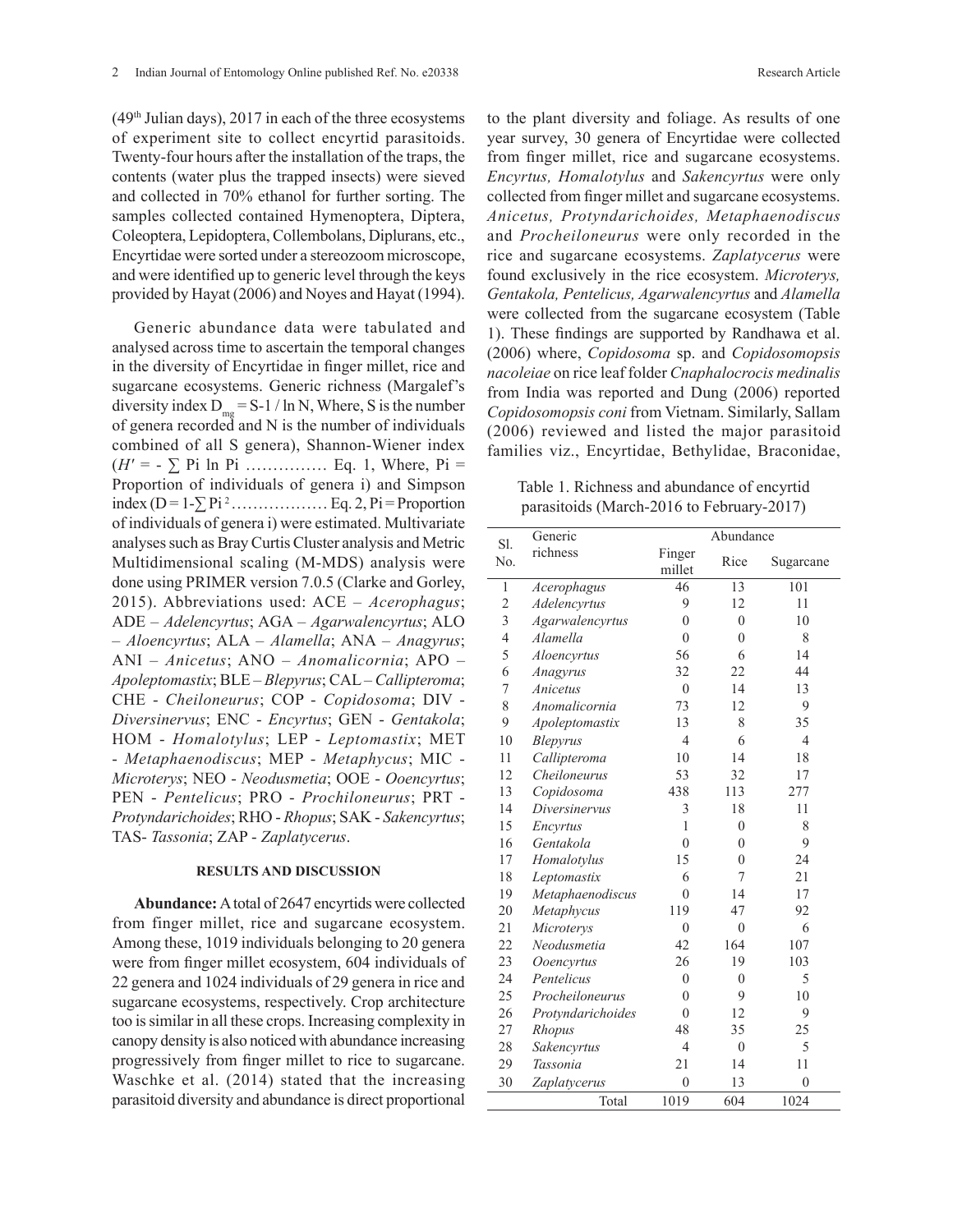($49^{th}$ Julian days), 2017 in each of the three ecosystems of experiment site to collect encyrtid parasitoids. Twenty-four hours after the installation of the traps, the contents (water plus the trapped insects) were sieved and collected in 70% ethanol for further sorting. The samples collected contained Hymenoptera, Diptera, Coleoptera, Lepidoptera, Collembolans, Diplurans, etc., Encyrtidae were sorted under a stereozoom microscope, and were identified up to generic level through the keys provided by Hayat (2006) and Noyes and Hayat (1994).

Generic abundance data were tabulated and analysed across time to ascertain the temporal changes in the diversity of Encyrtidae in finger millet, rice and sugarcane ecosystems. Generic richness (Margalef's diversity index $D_{mg} = S-1 / \ln N$, Where, S is the number of genera recorded and N is the number of individuals combined of all S genera), Shannon-Wiener index ($H' = - \sum Pi \ln Pi$ …………… Eq. 1, Where, Pi = Proportion of individuals of genera i) and Simpson index ($D = 1-\sum Pi^2$……………… Eq. 2, Pi = Proportion of individuals of genera i) were estimated. Multivariate analyses such as Bray Curtis Cluster analysis and Metric Multidimensional scaling (M-MDS) analysis were done using PRIMER version 7.0.5 (Clarke and Gorley, 2015). Abbreviations used: ACE – *Acerophagus*; ADE – *Adelencyrtus*; AGA – *Agarwalencyrtus*; ALO – *Aloencyrtus*; ALA – *Alamella*; ANA – *Anagyrus*; ANI – *Anicetus*; ANO – *Anomalicornia*; APO – *Apoleptomastix*; BLE – *Blepyrus*; CAL – *Callipteroma*; CHE - *Cheiloneurus*; COP - *Copidosoma*; DIV - *Diversinervus*; ENC - *Encyrtus*; GEN - *Gentakola*; HOM - *Homalotylus*; LEP - *Leptomastix*; MET - *Metaphaenodiscus*; MEP - *Metaphycus*; MIC - *Microterys*; NEO - *Neodusmetia*; OOE - *Ooencyrtus*; PEN - *Pentelicus*; PRO - *Prochiloneurus*; PRT - *Protyndarichoides*; RHO - *Rhopus*; SAK - *Sakencyrtus*; TAS- *Tassonia*; ZAP - *Zaplatycerus*.

## RESULTS AND DISCUSSION

**Abundance:** A total of 2647 encyrtids were collected from finger millet, rice and sugarcane ecosystem. Among these, 1019 individuals belonging to 20 genera were from finger millet ecosystem, 604 individuals of 22 genera and 1024 individuals of 29 genera in rice and sugarcane ecosystems, respectively. Crop architecture too is similar in all these crops. Increasing complexity in canopy density is also noticed with abundance increasing progressively from finger millet to rice to sugarcane. Waschke et al. (2014) stated that the increasing parasitoid diversity and abundance is direct proportional to the plant diversity and foliage. As results of one year survey, 30 genera of Encyrtidae were collected from finger millet, rice and sugarcane ecosystems. *Encyrtus, Homalotylus* and *Sakencyrtus* were only collected from finger millet and sugarcane ecosystems. *Anicetus, Protyndarichoides, Metaphaenodiscus* and *Procheiloneurus* were only recorded in the rice and sugarcane ecosystems. *Zaplatycerus* were found exclusively in the rice ecosystem. *Microterys, Gentakola, Pentelicus, Agarwalencyrtus* and *Alamella* were collected from the sugarcane ecosystem (Table 1). These findings are supported by Randhawa et al. (2006) where, *Copidosoma* sp. and *Copidosomopsis nacoleiae* on rice leaf folder *Cnaphalocrocis medinalis* from India was reported and Dung (2006) reported *Copidosomopsis coni* from Vietnam. Similarly, Sallam (2006) reviewed and listed the major parasitoid families viz., Encyrtidae, Bethylidae, Braconidae,

Table 1. Richness and abundance of encyrtid parasitoids (March-2016 to February-2017)

| Sl. No. | Generic richness | Abundance | | |
|---|---|---|---|---|
| | | Finger millet | Rice | Sugarcane |
| 1 | *Acerophagus* | 46 | 13 | 101 |
| 2 | *Adelencyrtus* | 9 | 12 | 11 |
| 3 | *Agarwalencyrtus* | 0 | 0 | 10 |
| 4 | *Alamella* | 0 | 0 | 8 |
| 5 | *Aloencyrtus* | 56 | 6 | 14 |
| 6 | *Anagyrus* | 32 | 22 | 44 |
| 7 | *Anicetus* | 0 | 14 | 13 |
| 8 | *Anomalicornia* | 73 | 12 | 9 |
| 9 | *Apoleptomastix* | 13 | 8 | 35 |
| 10 | *Blepyrus* | 4 | 6 | 4 |
| 11 | *Callipteroma* | 10 | 14 | 18 |
| 12 | *Cheiloneurus* | 53 | 32 | 17 |
| 13 | *Copidosoma* | 438 | 113 | 277 |
| 14 | *Diversinervus* | 3 | 18 | 11 |
| 15 | *Encyrtus* | 1 | 0 | 8 |
| 16 | *Gentakola* | 0 | 0 | 9 |
| 17 | *Homalotylus* | 15 | 0 | 24 |
| 18 | *Leptomastix* | 6 | 7 | 21 |
| 19 | *Metaphaenodiscus* | 0 | 14 | 17 |
| 20 | *Metaphycus* | 119 | 47 | 92 |
| 21 | *Microterys* | 0 | 0 | 6 |
| 22 | *Neodusmetia* | 42 | 164 | 107 |
| 23 | *Ooencyrtus* | 26 | 19 | 103 |
| 24 | *Pentelicus* | 0 | 0 | 5 |
| 25 | *Procheiloneurus* | 0 | 9 | 10 |
| 26 | *Protyndarichoides* | 0 | 12 | 9 |
| 27 | *Rhopus* | 48 | 35 | 25 |
| 28 | *Sakencyrtus* | 4 | 0 | 5 |
| 29 | *Tassonia* | 21 | 14 | 11 |
| 30 | *Zaplatycerus* | 0 | 13 | 0 |
| | Total | 1019 | 604 | 1024 |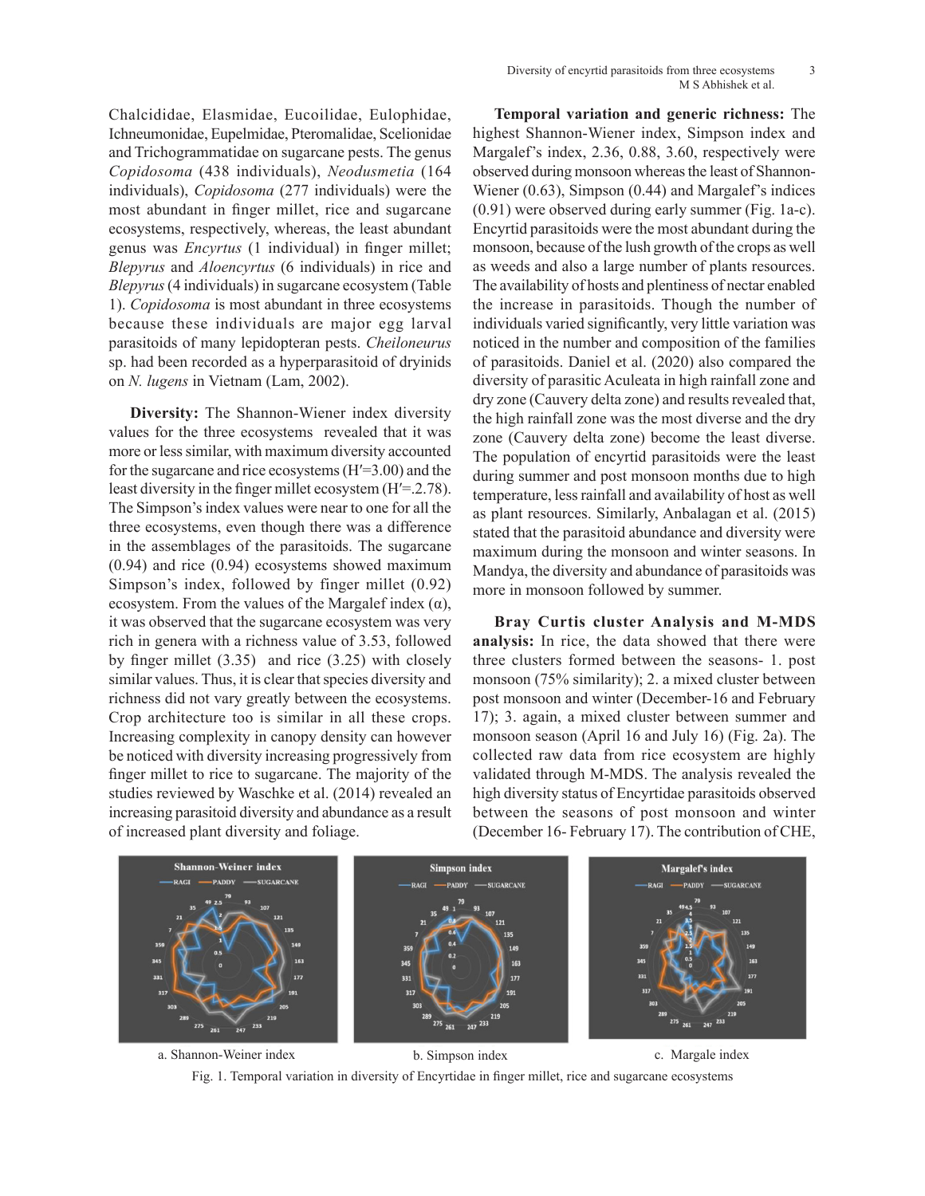Chalcididae, Elasmidae, Eucoilidae, Eulophidae, Ichneumonidae, Eupelmidae, Pteromalidae, Scelionidae and Trichogrammatidae on sugarcane pests. The genus *Copidosoma* (438 individuals), *Neodusmetia* (164 individuals), *Copidosoma* (277 individuals) were the most abundant in finger millet, rice and sugarcane ecosystems, respectively, whereas, the least abundant genus was *Encyrtus* (1 individual) in finger millet; *Blepyrus* and *Aloencyrtus* (6 individuals) in rice and *Blepyrus* (4 individuals) in sugarcane ecosystem (Table 1). *Copidosoma* is most abundant in three ecosystems because these individuals are major egg larval parasitoids of many lepidopteran pests. *Cheiloneurus* sp. had been recorded as a hyperparasitoid of dryinids on *N. lugens* in Vietnam (Lam, 2002).

**Diversity:** The Shannon-Wiener index diversity values for the three ecosystems revealed that it was more or less similar, with maximum diversity accounted for the sugarcane and rice ecosystems (H′=3.00) and the least diversity in the finger millet ecosystem (H′=.2.78). The Simpson's index values were near to one for all the three ecosystems, even though there was a difference in the assemblages of the parasitoids. The sugarcane (0.94) and rice (0.94) ecosystems showed maximum Simpson's index, followed by finger millet (0.92) ecosystem. From the values of the Margalef index (α), it was observed that the sugarcane ecosystem was very rich in genera with a richness value of 3.53, followed by finger millet (3.35) and rice (3.25) with closely similar values. Thus, it is clear that species diversity and richness did not vary greatly between the ecosystems. Crop architecture too is similar in all these crops. Increasing complexity in canopy density can however be noticed with diversity increasing progressively from finger millet to rice to sugarcane. The majority of the studies reviewed by Waschke et al. (2014) revealed an increasing parasitoid diversity and abundance as a result of increased plant diversity and foliage.

**Temporal variation and generic richness:** The highest Shannon-Wiener index, Simpson index and Margalef's index, 2.36, 0.88, 3.60, respectively were observed during monsoon whereas the least of Shannon-Wiener (0.63), Simpson (0.44) and Margalef's indices (0.91) were observed during early summer (Fig. 1a-c). Encyrtid parasitoids were the most abundant during the monsoon, because of the lush growth of the crops as well as weeds and also a large number of plants resources. The availability of hosts and plentiness of nectar enabled the increase in parasitoids. Though the number of individuals varied significantly, very little variation was noticed in the number and composition of the families of parasitoids. Daniel et al. (2020) also compared the diversity of parasitic Aculeata in high rainfall zone and dry zone (Cauvery delta zone) and results revealed that, the high rainfall zone was the most diverse and the dry zone (Cauvery delta zone) become the least diverse. The population of encyrtid parasitoids were the least during summer and post monsoon months due to high temperature, less rainfall and availability of host as well as plant resources. Similarly, Anbalagan et al. (2015) stated that the parasitoid abundance and diversity were maximum during the monsoon and winter seasons. In Mandya, the diversity and abundance of parasitoids was more in monsoon followed by summer.

**Bray Curtis cluster Analysis and M-MDS analysis:** In rice, the data showed that there were three clusters formed between the seasons- 1. post monsoon (75% similarity); 2. a mixed cluster between post monsoon and winter (December-16 and February 17); 3. again, a mixed cluster between summer and monsoon season (April 16 and July 16) (Fig. 2a). The collected raw data from rice ecosystem are highly validated through M-MDS. The analysis revealed the high diversity status of Encyrtidae parasitoids observed between the seasons of post monsoon and winter (December 16- February 17). The contribution of CHE,

a. Shannon-Weiner index b. Simpson index c. Margale index

Fig. 1. Temporal variation in diversity of Encyrtidae in finger millet, rice and sugarcane ecosystems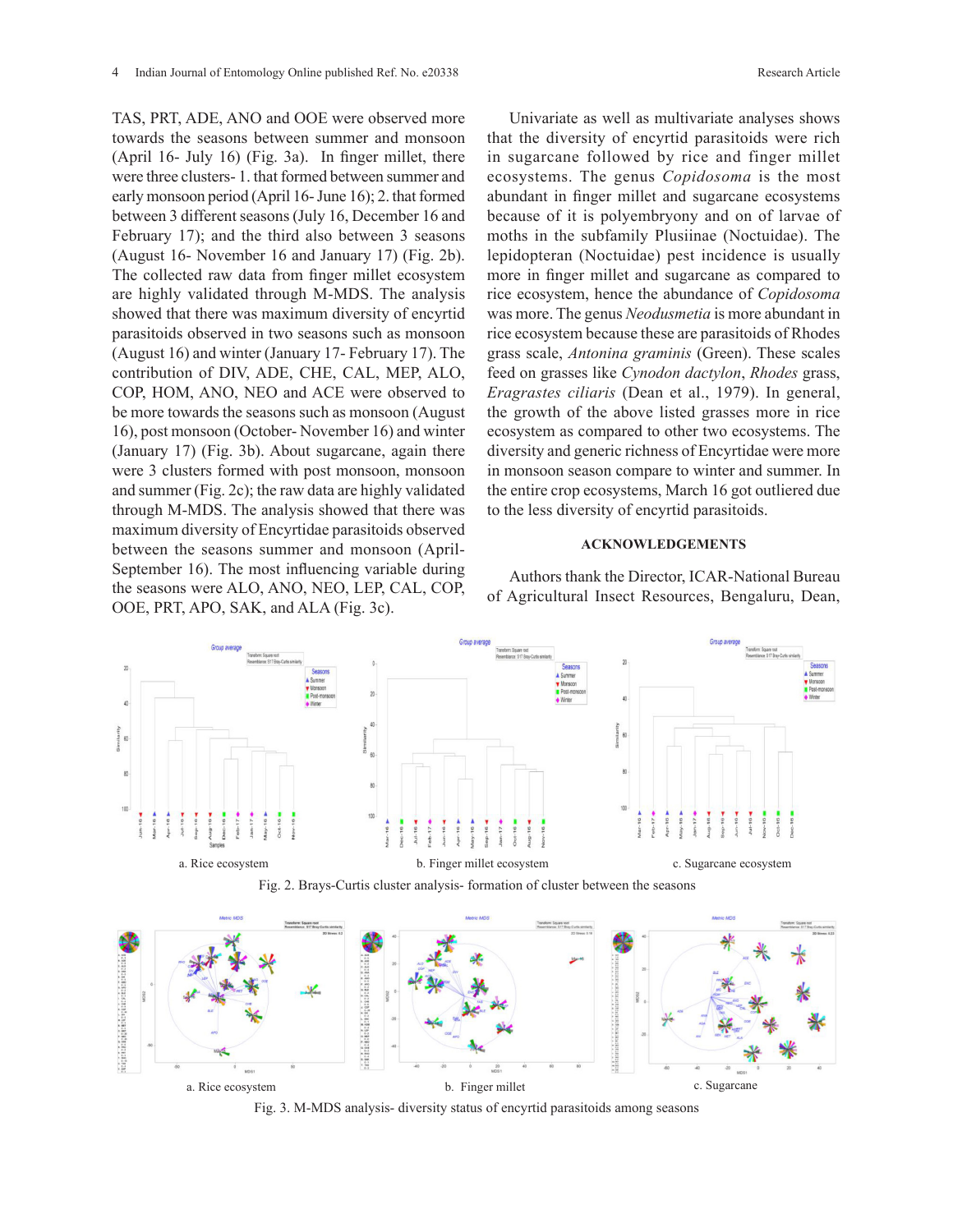TAS, PRT, ADE, ANO and OOE were observed more towards the seasons between summer and monsoon (April 16- July 16) (Fig. 3a). In finger millet, there were three clusters- 1. that formed between summer and early monsoon period (April 16- June 16); 2. that formed between 3 different seasons (July 16, December 16 and February 17); and the third also between 3 seasons (August 16- November 16 and January 17) (Fig. 2b). The collected raw data from finger millet ecosystem are highly validated through M-MDS. The analysis showed that there was maximum diversity of encyrtid parasitoids observed in two seasons such as monsoon (August 16) and winter (January 17- February 17). The contribution of DIV, ADE, CHE, CAL, MEP, ALO, COP, HOM, ANO, NEO and ACE were observed to be more towards the seasons such as monsoon (August 16), post monsoon (October- November 16) and winter (January 17) (Fig. 3b). About sugarcane, again there were 3 clusters formed with post monsoon, monsoon and summer (Fig. 2c); the raw data are highly validated through M-MDS. The analysis showed that there was maximum diversity of Encyrtidae parasitoids observed between the seasons summer and monsoon (April-September 16). The most influencing variable during the seasons were ALO, ANO, NEO, LEP, CAL, COP, OOE, PRT, APO, SAK, and ALA (Fig. 3c).

Univariate as well as multivariate analyses shows that the diversity of encyrtid parasitoids were rich in sugarcane followed by rice and finger millet ecosystems. The genus *Copidosoma* is the most abundant in finger millet and sugarcane ecosystems because of it is polyembryony and on of larvae of moths in the subfamily Plusiinae (Noctuidae). The lepidopteran (Noctuidae) pest incidence is usually more in finger millet and sugarcane as compared to rice ecosystem, hence the abundance of *Copidosoma* was more. The genus *Neodusmetia* is more abundant in rice ecosystem because these are parasitoids of Rhodes grass scale, *Antonina graminis* (Green). These scales feed on grasses like *Cynodon dactylon*, *Rhodes* grass, *Eragrastes ciliaris* (Dean et al., 1979). In general, the growth of the above listed grasses more in rice ecosystem as compared to other two ecosystems. The diversity and generic richness of Encyrtidae were more in monsoon season compare to winter and summer. In the entire crop ecosystems, March 16 got outliered due to the less diversity of encyrtid parasitoids.

## ACKNOWLEDGEMENTS

Authors thank the Director, ICAR-National Bureau of Agricultural Insect Resources, Bengaluru, Dean,

a. Rice ecosystem b. Finger millet ecosystem c. Sugarcane ecosystem

Fig. 2. Brays-Curtis cluster analysis- formation of cluster between the seasons

a. Rice ecosystem b. Finger millet c. Sugarcane

Fig. 3. M-MDS analysis- diversity status of encyrtid parasitoids among seasons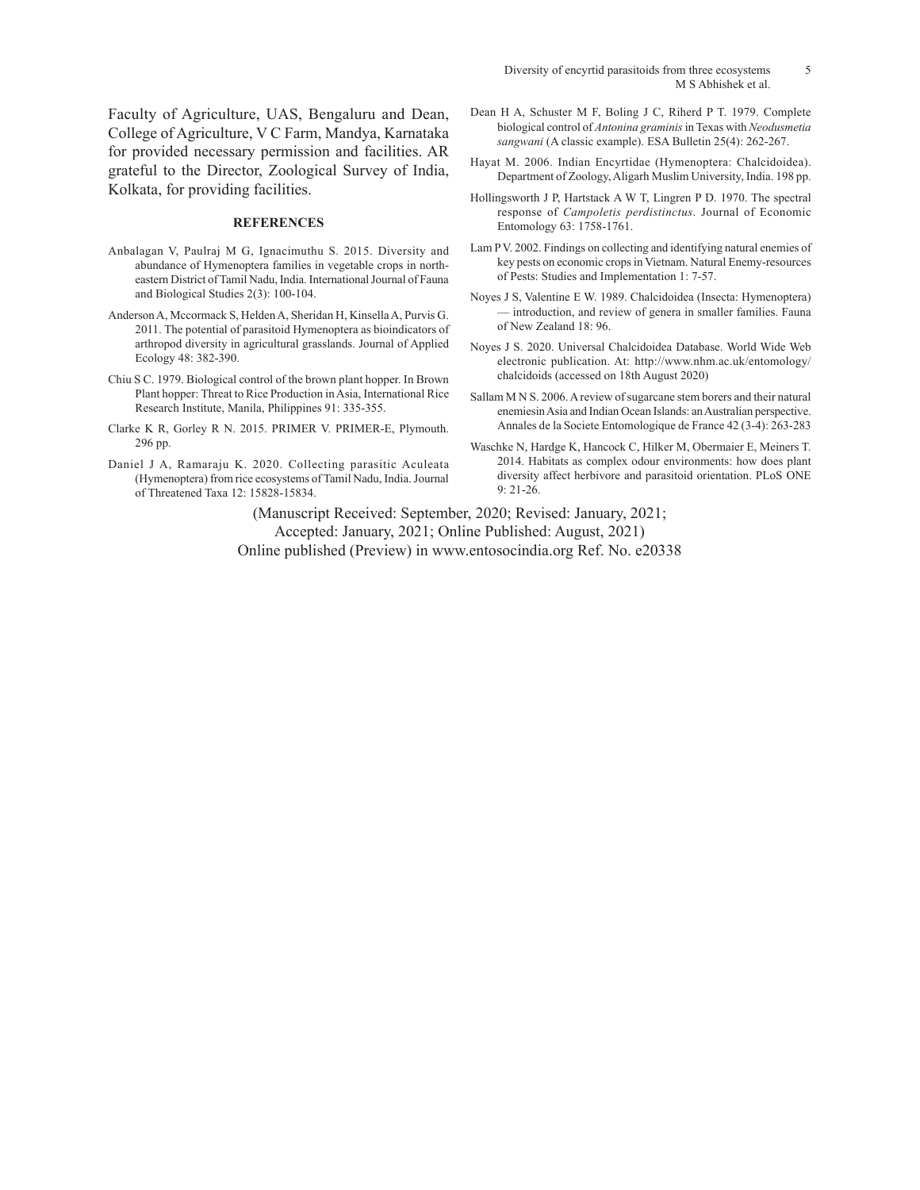Faculty of Agriculture, UAS, Bengaluru and Dean, College of Agriculture, V C Farm, Mandya, Karnataka for provided necessary permission and facilities. AR grateful to the Director, Zoological Survey of India, Kolkata, for providing facilities.

## REFERENCES

Anbalagan V, Paulraj M G, Ignacimuthu S. 2015. Diversity and abundance of Hymenoptera families in vegetable crops in north-eastern District of Tamil Nadu, India. International Journal of Fauna and Biological Studies 2(3): 100-104.

Anderson A, Mccormack S, Helden A, Sheridan H, Kinsella A, Purvis G. 2011. The potential of parasitoid Hymenoptera as bioindicators of arthropod diversity in agricultural grasslands. Journal of Applied Ecology 48: 382-390.

Chiu S C. 1979. Biological control of the brown plant hopper. In Brown Plant hopper: Threat to Rice Production in Asia, International Rice Research Institute, Manila, Philippines 91: 335-355.

Clarke K R, Gorley R N. 2015. PRIMER V. PRIMER-E, Plymouth. 296 pp.

Daniel J A, Ramaraju K. 2020. Collecting parasitic Aculeata (Hymenoptera) from rice ecosystems of Tamil Nadu, India. Journal of Threatened Taxa 12: 15828-15834.

Dean H A, Schuster M F, Boling J C, Riherd P T. 1979. Complete biological control of *Antonina graminis* in Texas with *Neodusmetia sangwani* (A classic example). ESA Bulletin 25(4): 262-267.

Hayat M. 2006. Indian Encyrtidae (Hymenoptera: Chalcidoidea). Department of Zoology, Aligarh Muslim University, India. 198 pp.

Hollingsworth J P, Hartstack A W T, Lingren P D. 1970. The spectral response of *Campoletis perdistinctus*. Journal of Economic Entomology 63: 1758-1761.

Lam P V. 2002. Findings on collecting and identifying natural enemies of key pests on economic crops in Vietnam. Natural Enemy-resources of Pests: Studies and Implementation 1: 7-57.

Noyes J S, Valentine E W. 1989. Chalcidoidea (Insecta: Hymenoptera) — introduction, and review of genera in smaller families. Fauna of New Zealand 18: 96.

Noyes J S. 2020. Universal Chalcidoidea Database. World Wide Web electronic publication. At: http://www.nhm.ac.uk/entomology/chalcidoids (accessed on 18th August 2020)

Sallam M N S. 2006. A review of sugarcane stem borers and their natural enemiesin Asia and Indian Ocean Islands: an Australian perspective. Annales de la Societe Entomologique de France 42 (3-4): 263-283

Waschke N, Hardge K, Hancock C, Hilker M, Obermaier E, Meiners T. 2014. Habitats as complex odour environments: how does plant diversity affect herbivore and parasitoid orientation. PLoS ONE 9: 21-26.

(Manuscript Received: September, 2020; Revised: January, 2021; Accepted: January, 2021; Online Published: August, 2021)
Online published (Preview) in www.entosocindia.org Ref. No. e20338